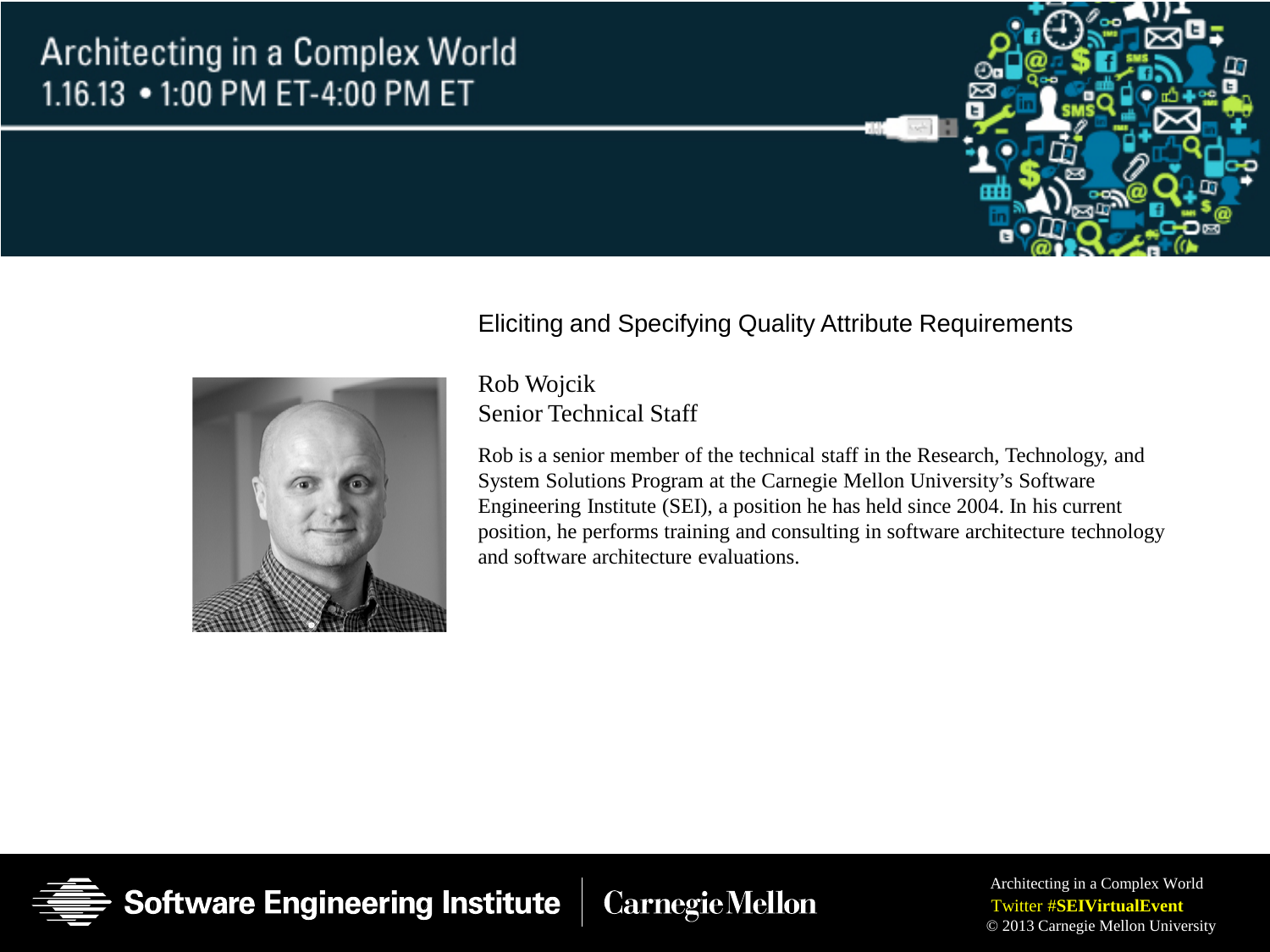# Architecting in a Complex World

1.16.13 • 1:00 PM ET-4:00 PM ET

## Eliciting and Specifying Quality Attribute Requirements

Rob Wojcik
Senior Technical Staff

Rob is a senior member of the technical staff in the Research, Technology, and System Solutions Program at the Carnegie Mellon University's Software Engineering Institute (SEI), a position he has held since 2004. In his current position, he performs training and consulting in software architecture technology and software architecture evaluations.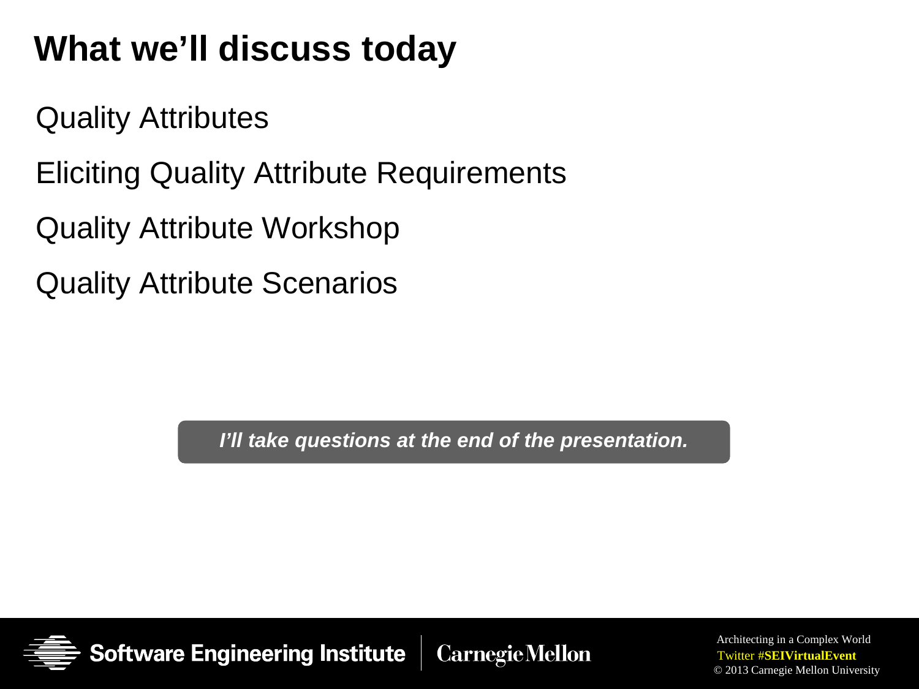# What we'll discuss today

Quality Attributes

Eliciting Quality Attribute Requirements

Quality Attribute Workshop

Quality Attribute Scenarios

***I'll take questions at the end of the presentation.***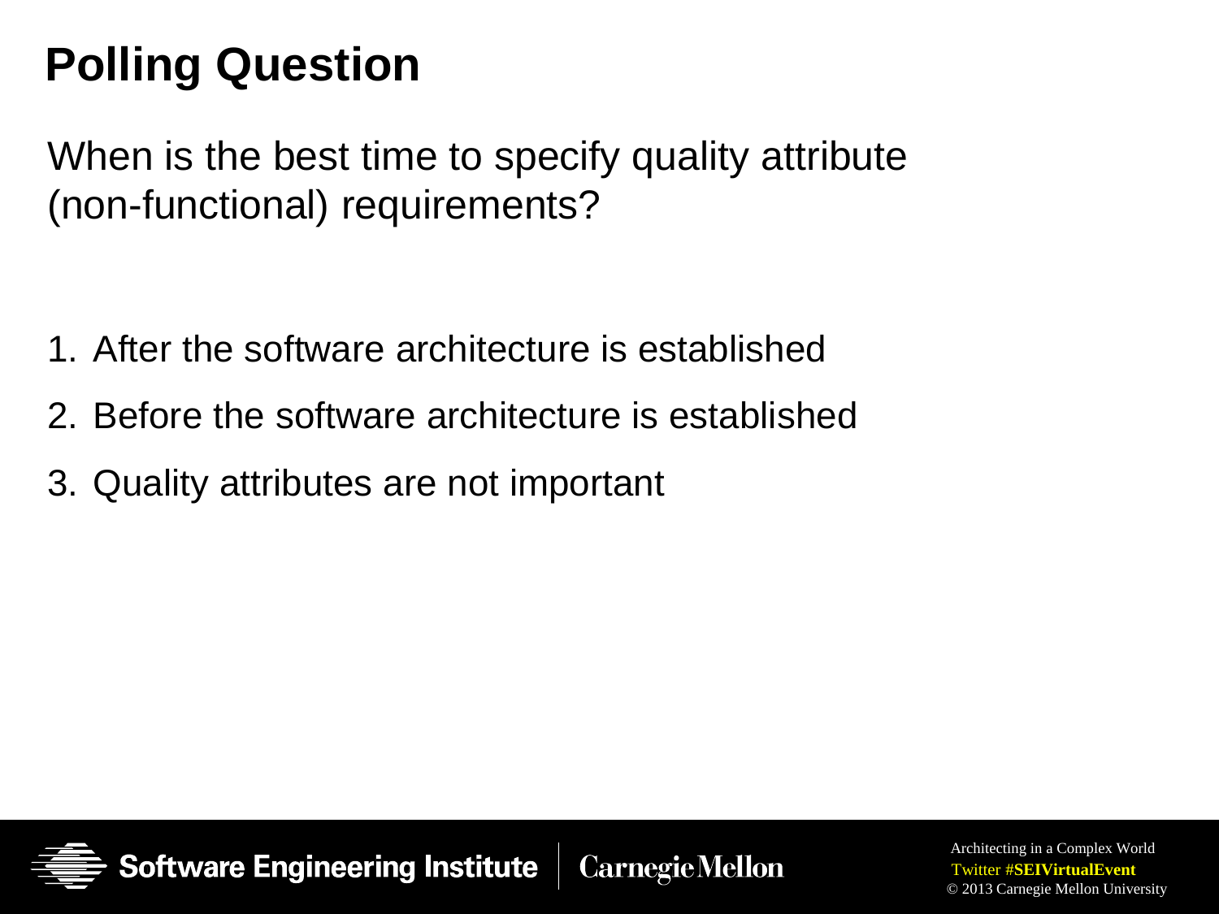# Polling Question

When is the best time to specify quality attribute (non-functional) requirements?

1. After the software architecture is established
2. Before the software architecture is established
3. Quality attributes are not important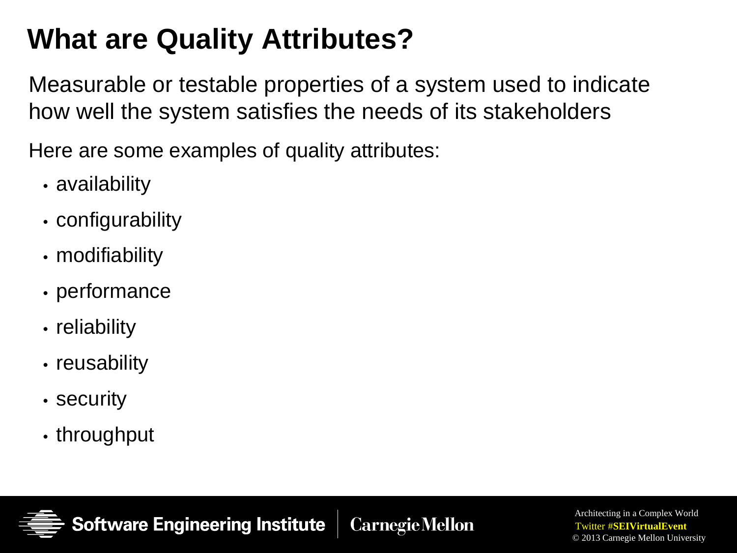# What are Quality Attributes?

Measurable or testable properties of a system used to indicate how well the system satisfies the needs of its stakeholders

Here are some examples of quality attributes:

- availability
- configurability
- modifiability
- performance
- reliability
- reusability
- security
- throughput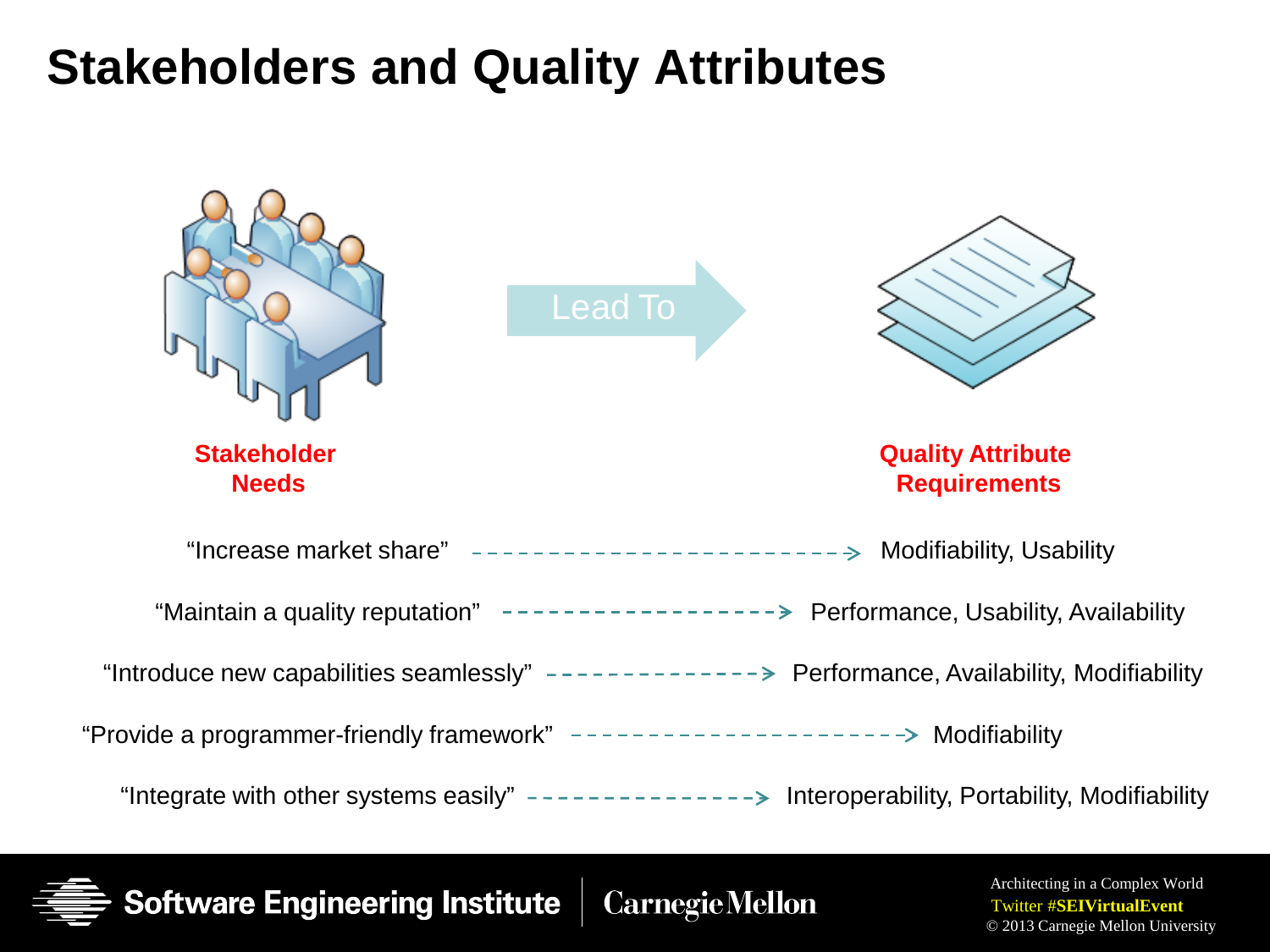# Stakeholders and Quality Attributes

**Stakeholder Needs** → Lead To → **Quality Attribute Requirements**

| Stakeholder Needs | Quality Attribute Requirements |
| --- | --- |
| "Increase market share" | Modifiability, Usability |
| "Maintain a quality reputation" | Performance, Usability, Availability |
| "Introduce new capabilities seamlessly" | Performance, Availability, Modifiability |
| "Provide a programmer-friendly framework" | Modifiability |
| "Integrate with other systems easily" | Interoperability, Portability, Modifiability |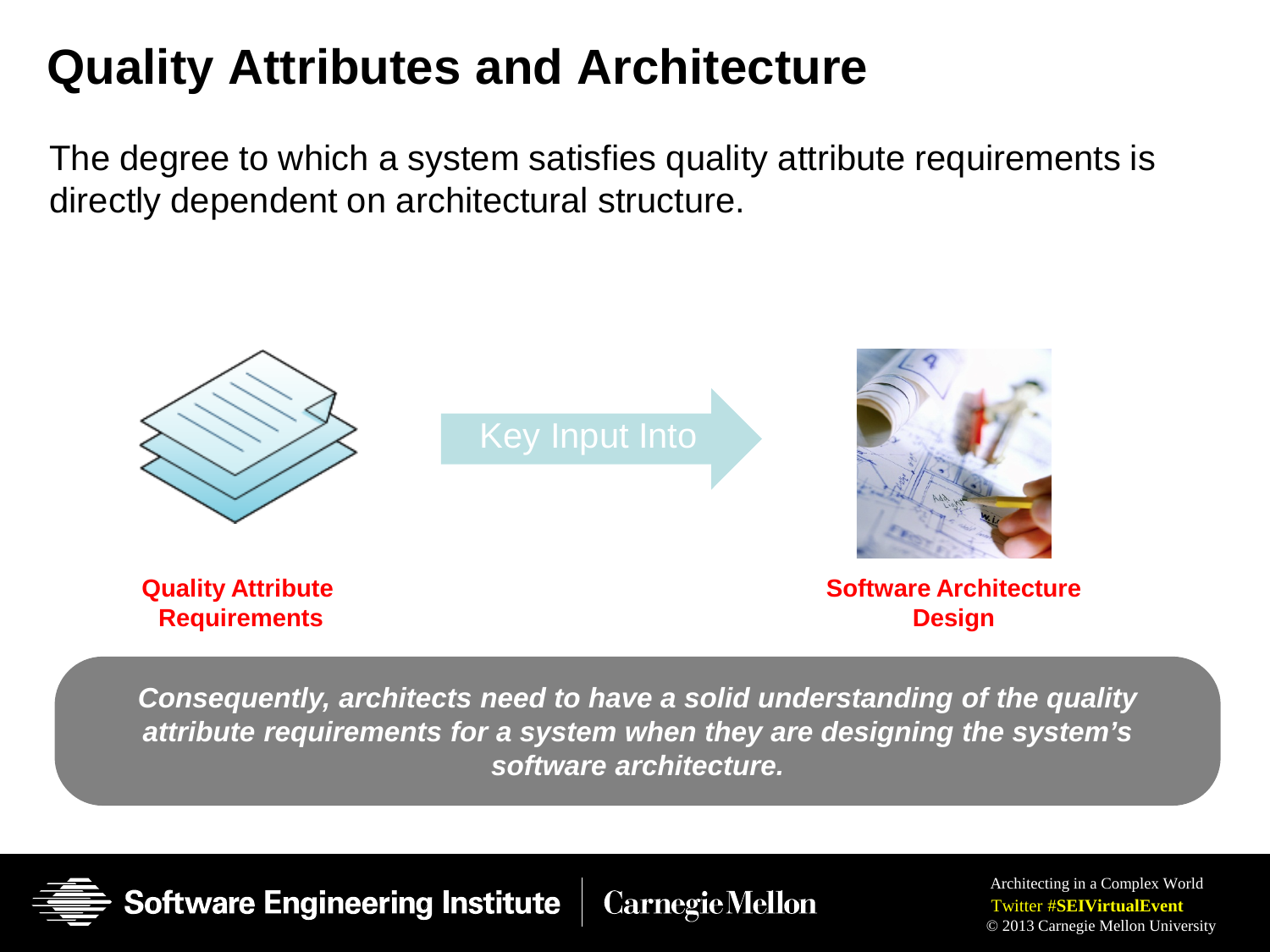# Quality Attributes and Architecture

The degree to which a system satisfies quality attribute requirements is directly dependent on architectural structure.

**Quality Attribute Requirements** — Key Input Into → **Software Architecture Design**

***Consequently, architects need to have a solid understanding of the quality attribute requirements for a system when they are designing the system's software architecture.***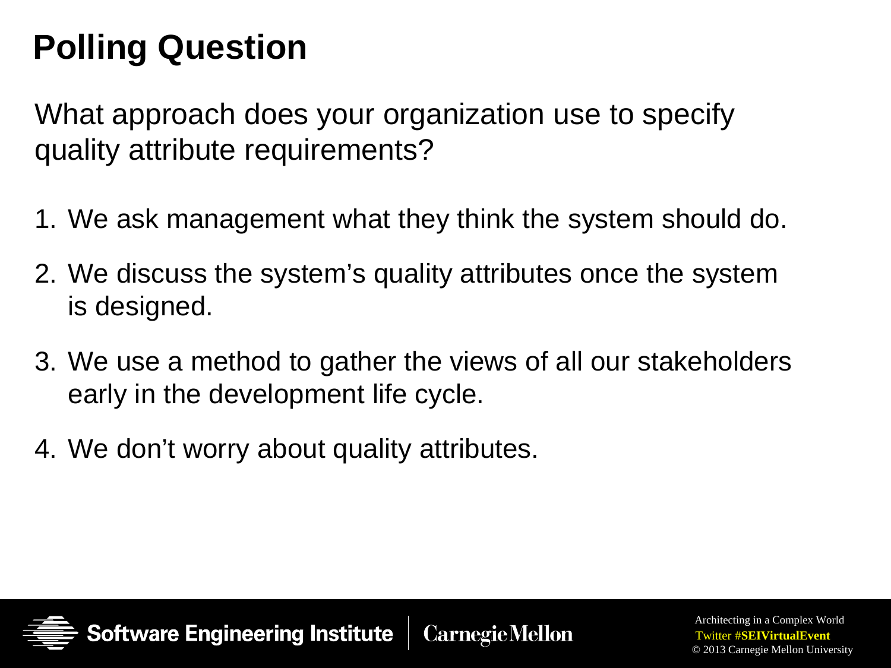# Polling Question

What approach does your organization use to specify quality attribute requirements?

1. We ask management what they think the system should do.
2. We discuss the system's quality attributes once the system is designed.
3. We use a method to gather the views of all our stakeholders early in the development life cycle.
4. We don't worry about quality attributes.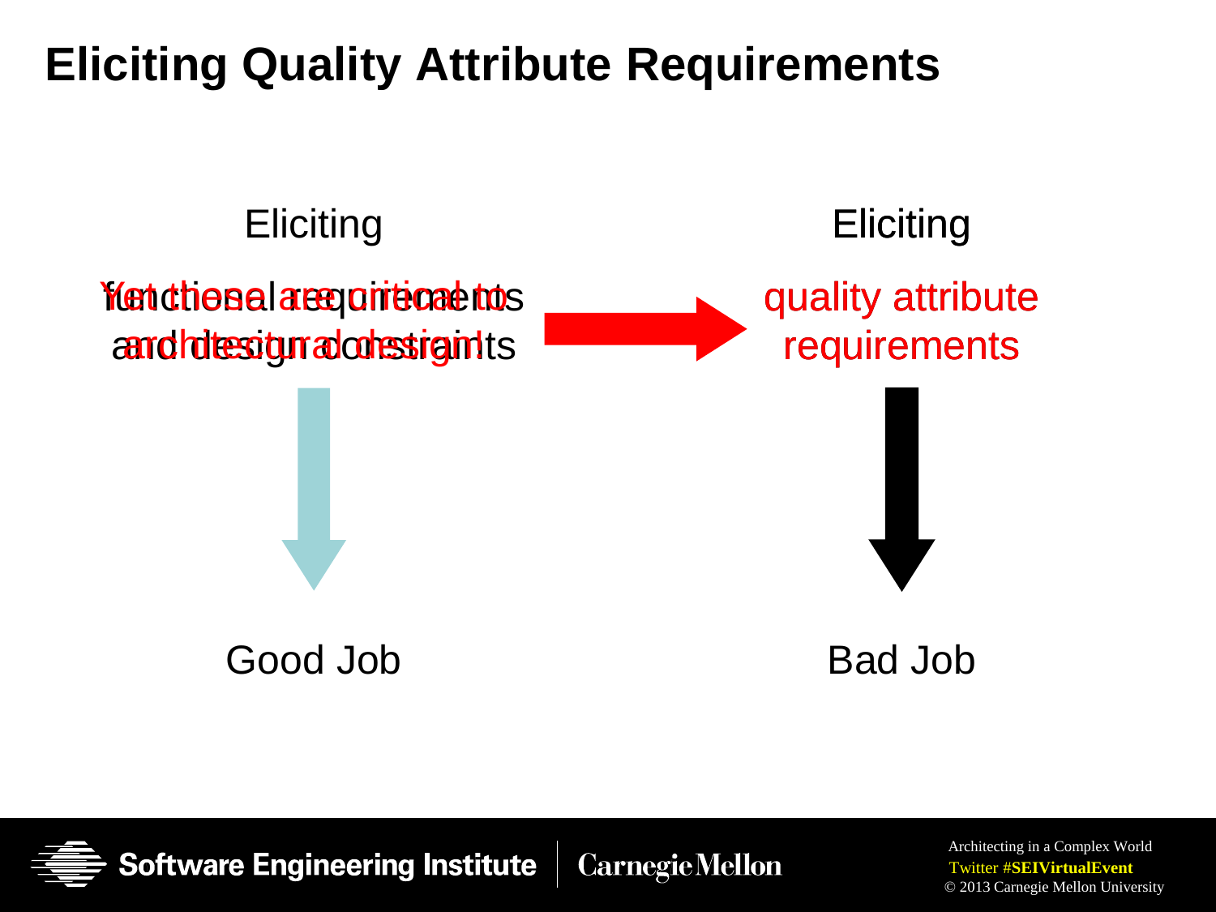# Eliciting Quality Attribute Requirements

Eliciting

functional requirements and design constraints

Yet these are critical to architectural design!

Good Job

Eliciting

quality attribute requirements

Bad Job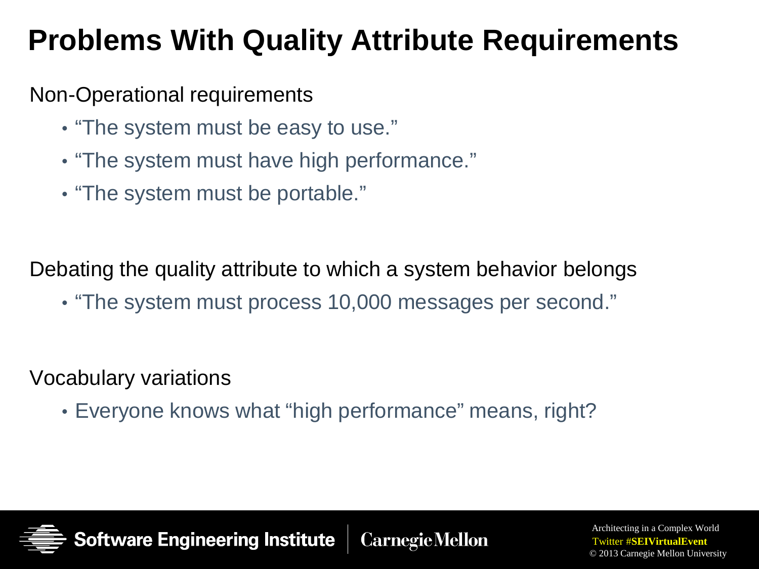# Problems With Quality Attribute Requirements

Non-Operational requirements

- “The system must be easy to use.”
- “The system must have high performance.”
- “The system must be portable.”

Debating the quality attribute to which a system behavior belongs

- “The system must process 10,000 messages per second.”

Vocabulary variations

- Everyone knows what “high performance” means, right?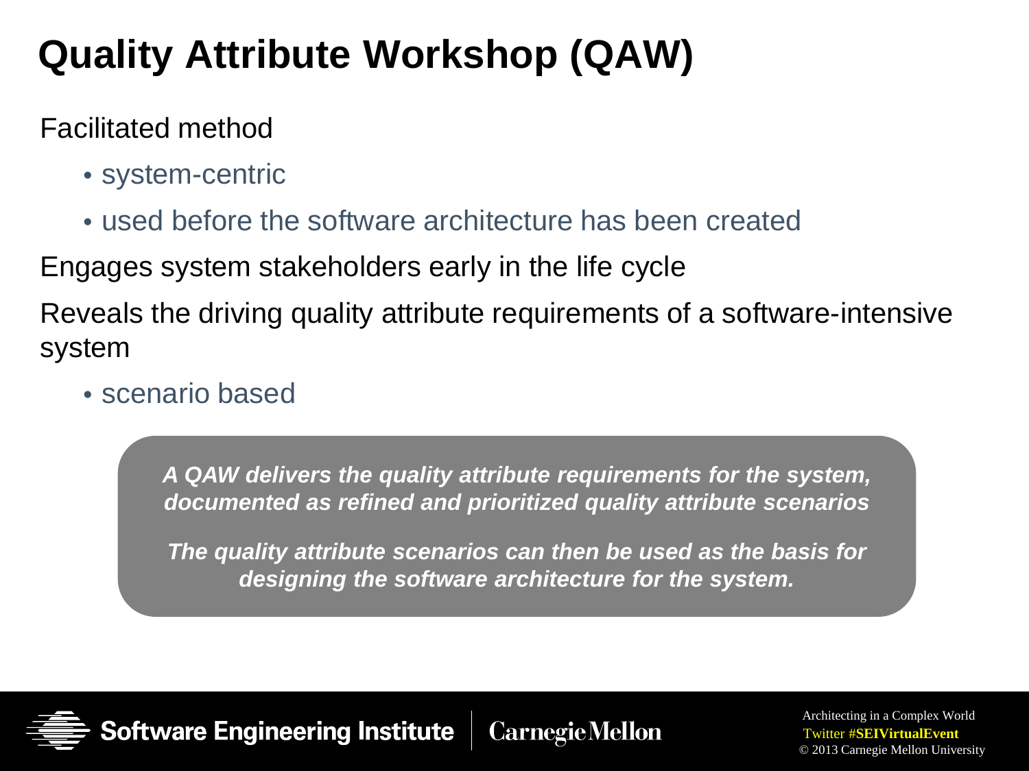# Quality Attribute Workshop (QAW)

Facilitated method

- system-centric
- used before the software architecture has been created

Engages system stakeholders early in the life cycle

Reveals the driving quality attribute requirements of a software-intensive system

- scenario based

***A QAW delivers the quality attribute requirements for the system, documented as refined and prioritized quality attribute scenarios***

***The quality attribute scenarios can then be used as the basis for designing the software architecture for the system.***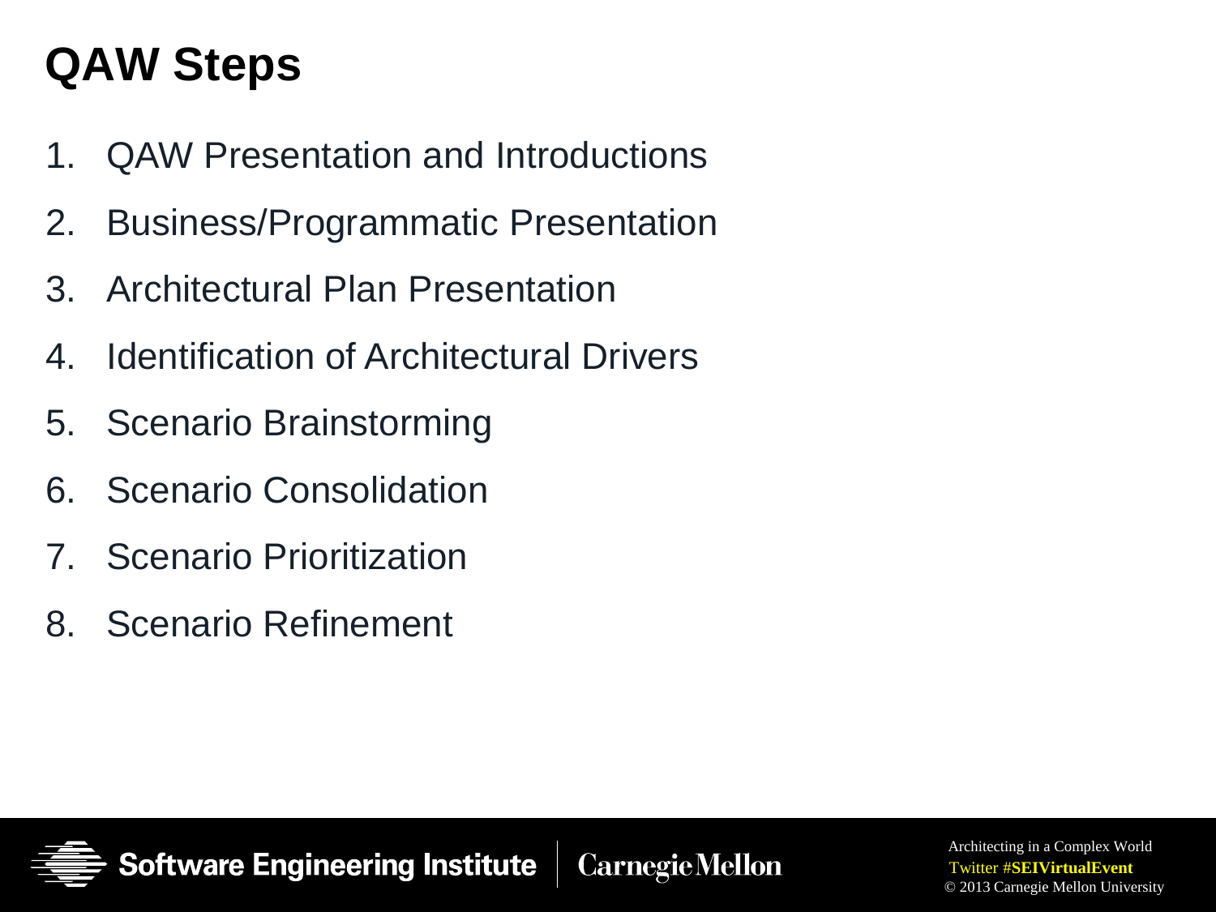# QAW Steps

1. QAW Presentation and Introductions
2. Business/Programmatic Presentation
3. Architectural Plan Presentation
4. Identification of Architectural Drivers
5. Scenario Brainstorming
6. Scenario Consolidation
7. Scenario Prioritization
8. Scenario Refinement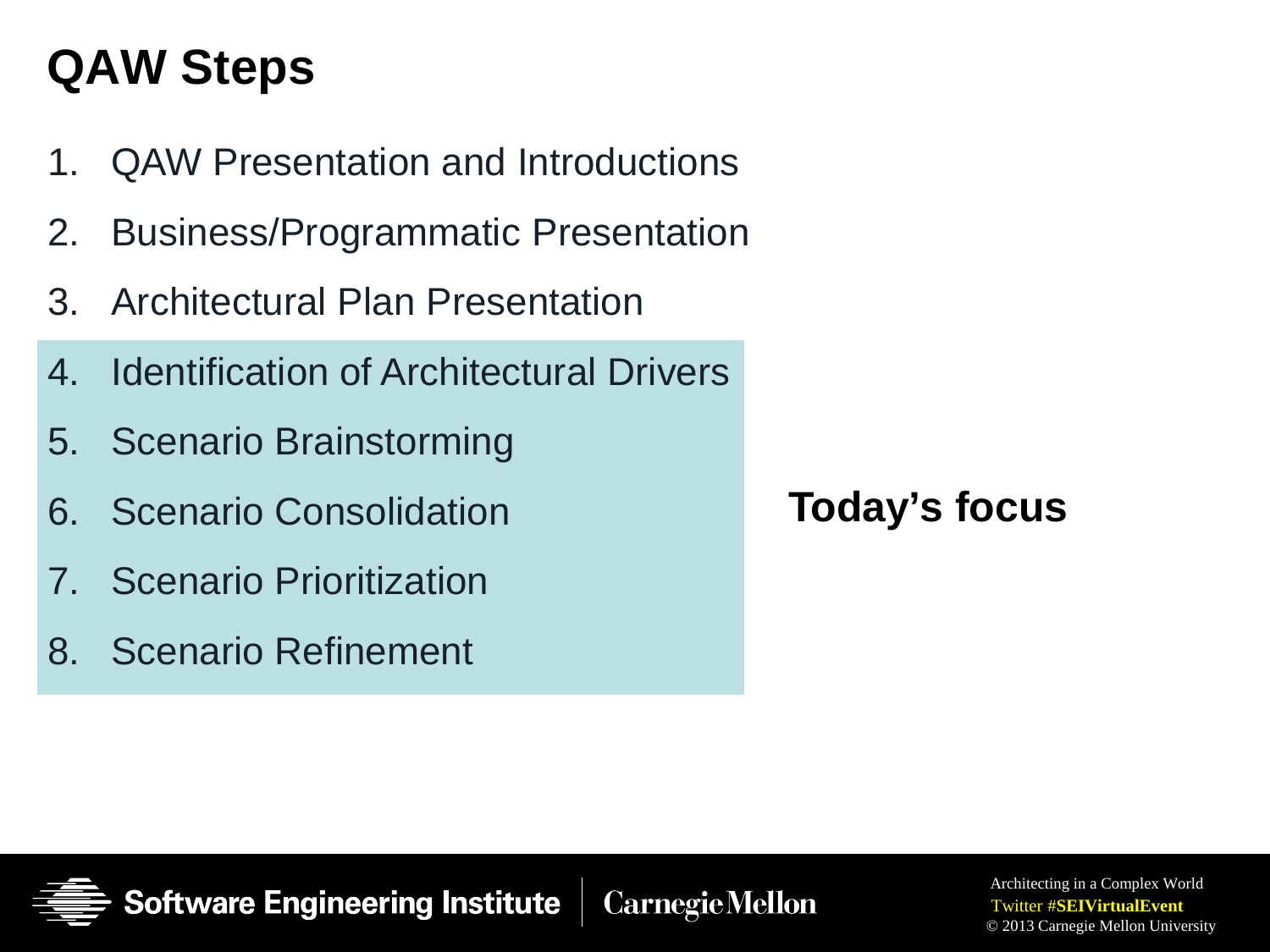# QAW Steps

1. QAW Presentation and Introductions
2. Business/Programmatic Presentation
3. Architectural Plan Presentation
4. Identification of Architectural Drivers
5. Scenario Brainstorming
6. Scenario Consolidation
7. Scenario Prioritization
8. Scenario Refinement

**Today's focus**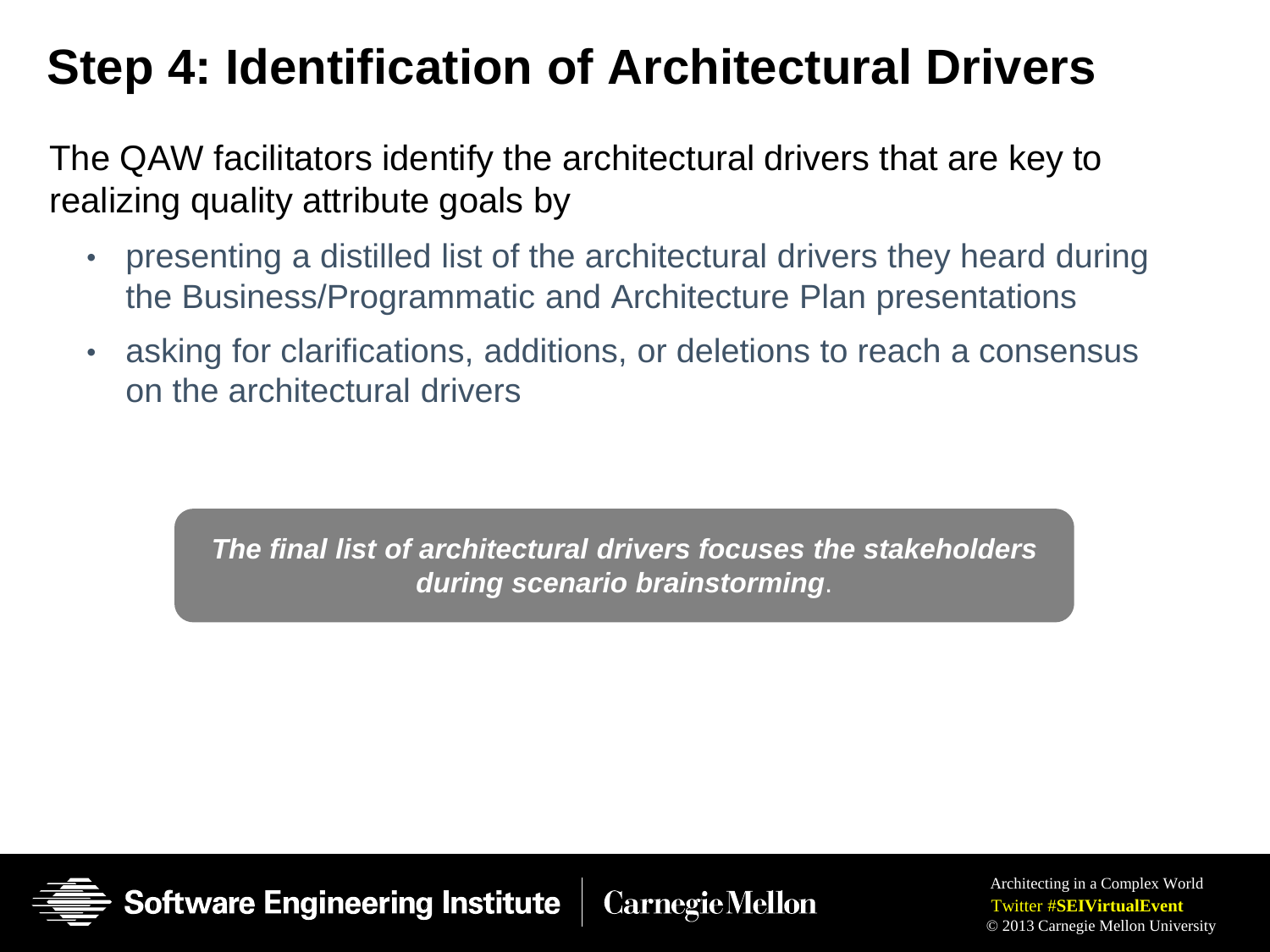# Step 4: Identification of Architectural Drivers

The QAW facilitators identify the architectural drivers that are key to realizing quality attribute goals by

- presenting a distilled list of the architectural drivers they heard during the Business/Programmatic and Architecture Plan presentations
- asking for clarifications, additions, or deletions to reach a consensus on the architectural drivers

***The final list of architectural drivers focuses the stakeholders during scenario brainstorming***.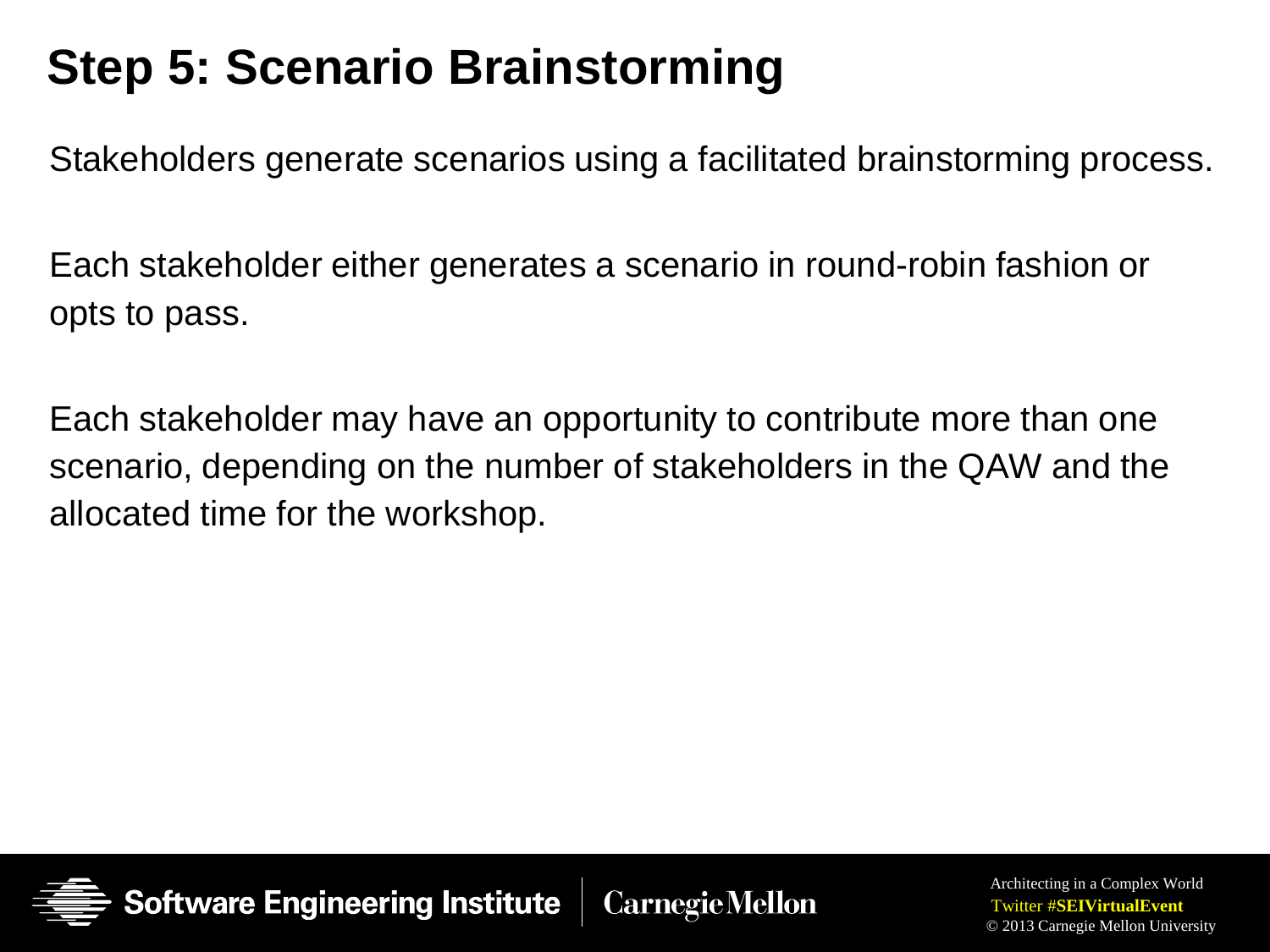# Step 5: Scenario Brainstorming

Stakeholders generate scenarios using a facilitated brainstorming process.

Each stakeholder either generates a scenario in round-robin fashion or opts to pass.

Each stakeholder may have an opportunity to contribute more than one scenario, depending on the number of stakeholders in the QAW and the allocated time for the workshop.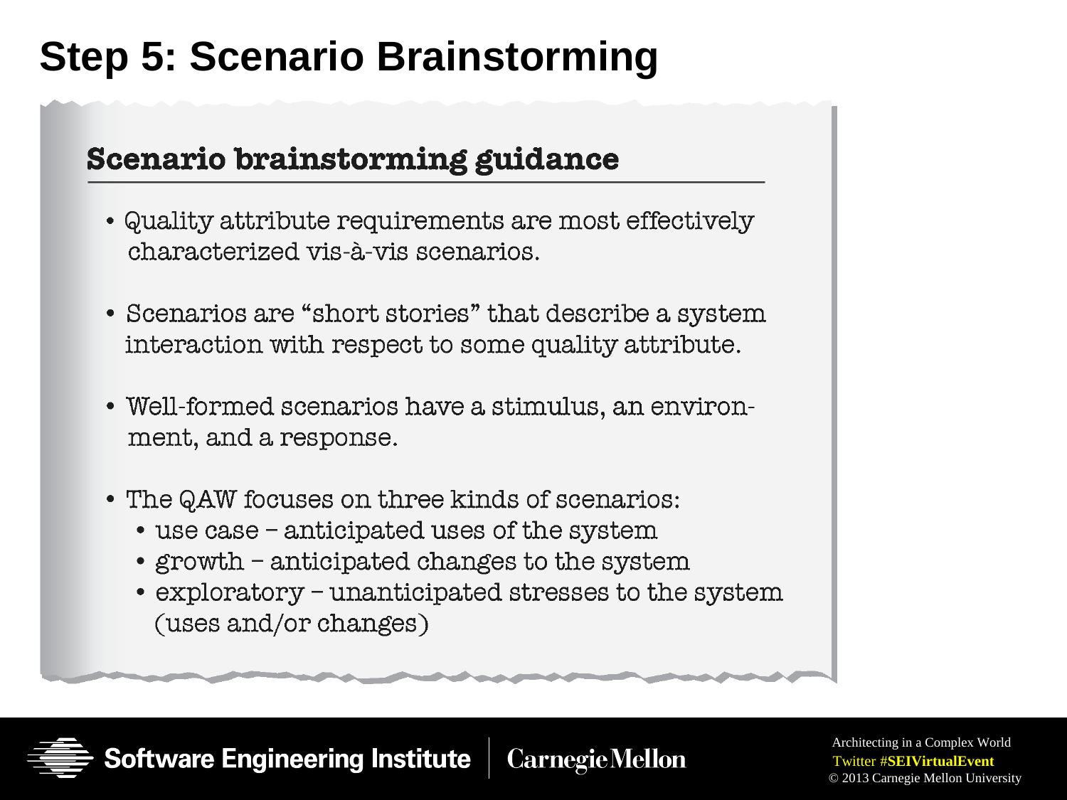# Step 5: Scenario Brainstorming

## Scenario brainstorming guidance

- Quality attribute requirements are most effectively characterized vis-à-vis scenarios.
- Scenarios are "short stories" that describe a system interaction with respect to some quality attribute.
- Well-formed scenarios have a stimulus, an environment, and a response.
- The QAW focuses on three kinds of scenarios:
  - use case – anticipated uses of the system
  - growth – anticipated changes to the system
  - exploratory – unanticipated stresses to the system (uses and/or changes)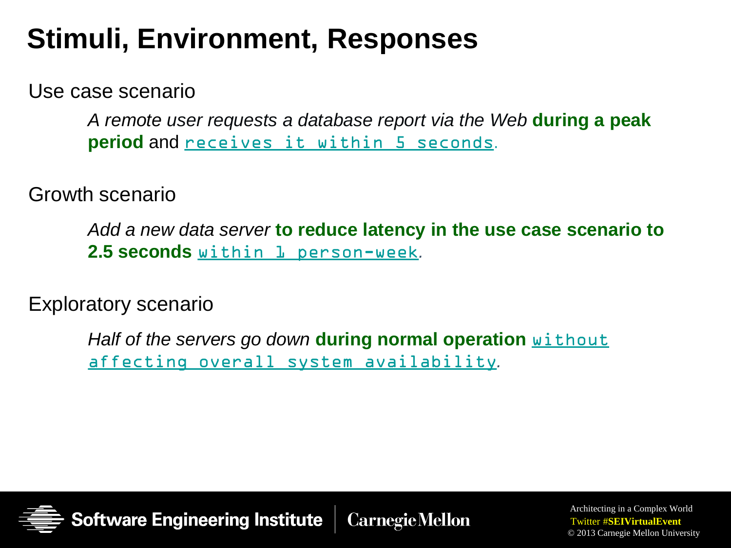# Stimuli, Environment, Responses

Use case scenario

> *A remote user requests a database report via the Web* **during a peak period** and `receives it within 5 seconds`.

Growth scenario

> *Add a new data server* **to reduce latency in the use case scenario to 2.5 seconds** `within 1 person-week`*.*

Exploratory scenario

> *Half of the servers go down* **during normal operation** `without affecting overall system availability`*.*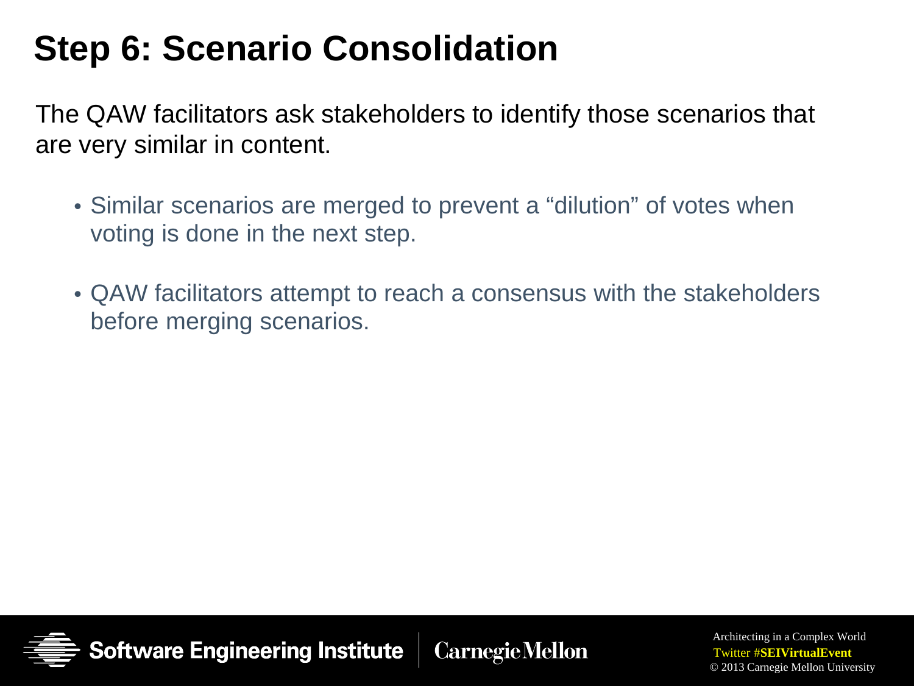# Step 6: Scenario Consolidation

The QAW facilitators ask stakeholders to identify those scenarios that are very similar in content.

- Similar scenarios are merged to prevent a “dilution” of votes when voting is done in the next step.
- QAW facilitators attempt to reach a consensus with the stakeholders before merging scenarios.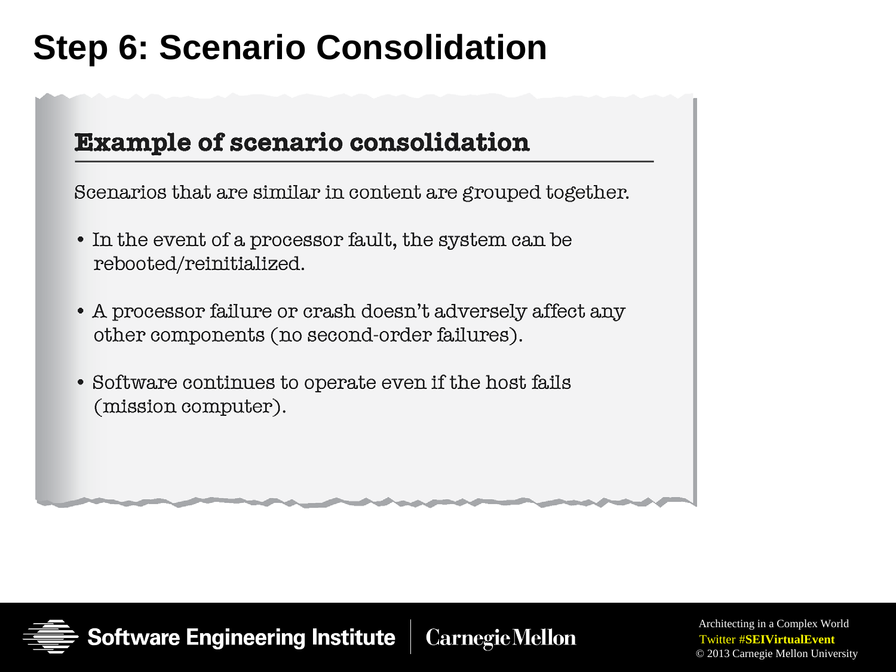# Step 6: Scenario Consolidation

## Example of scenario consolidation

Scenarios that are similar in content are grouped together.

- In the event of a processor fault, the system can be rebooted/reinitialized.
- A processor failure or crash doesn't adversely affect any other components (no second-order failures).
- Software continues to operate even if the host fails (mission computer).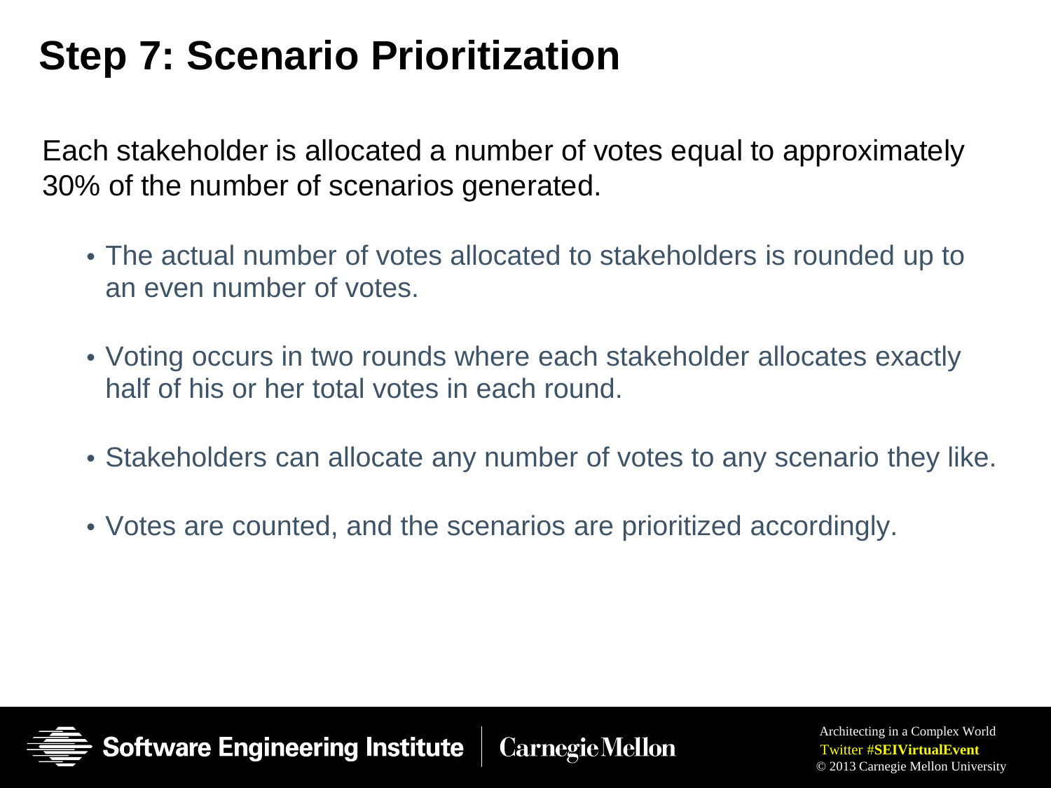# Step 7: Scenario Prioritization

Each stakeholder is allocated a number of votes equal to approximately 30% of the number of scenarios generated.

- The actual number of votes allocated to stakeholders is rounded up to an even number of votes.
- Voting occurs in two rounds where each stakeholder allocates exactly half of his or her total votes in each round.
- Stakeholders can allocate any number of votes to any scenario they like.
- Votes are counted, and the scenarios are prioritized accordingly.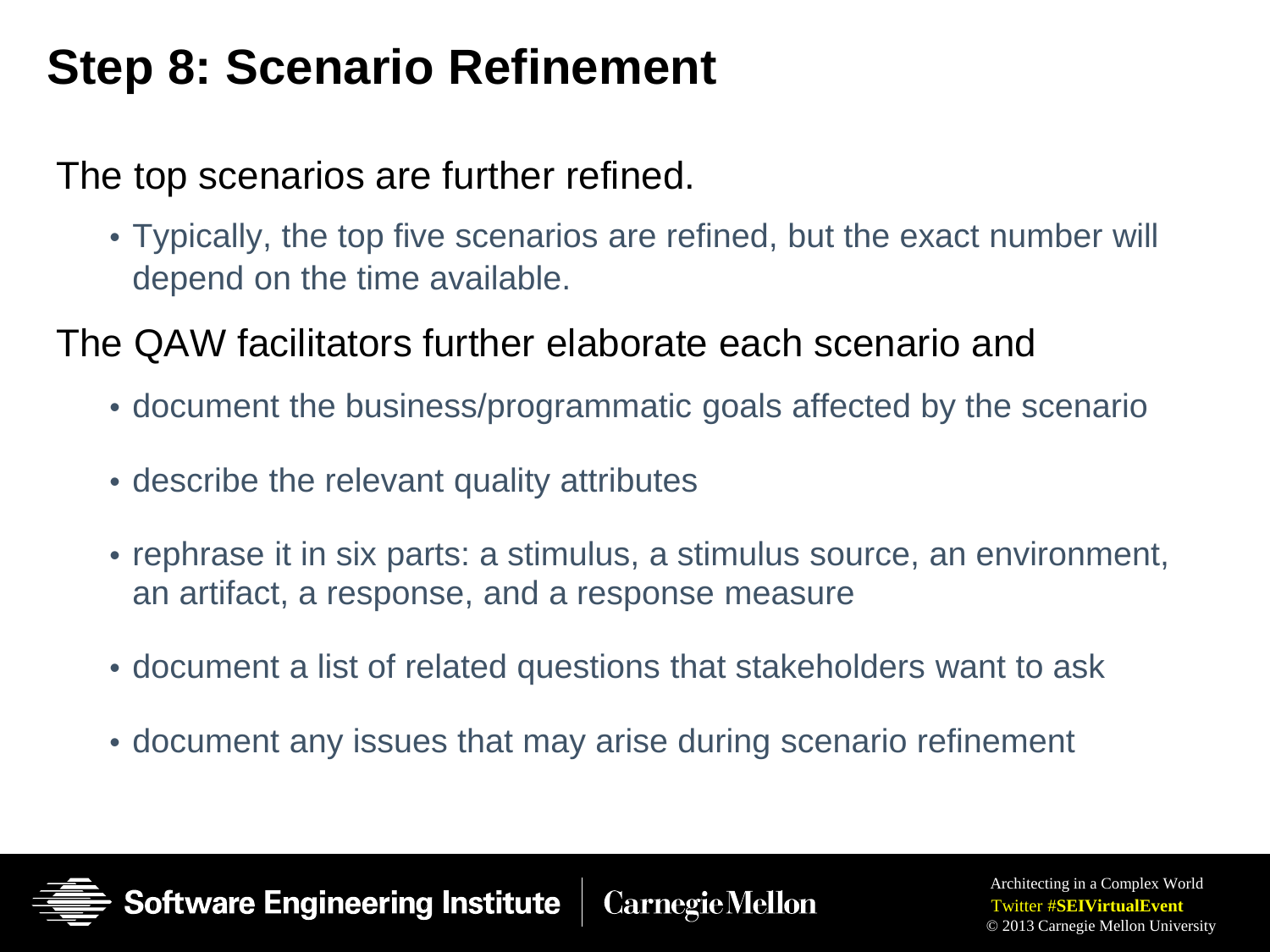# Step 8: Scenario Refinement

The top scenarios are further refined.

- Typically, the top five scenarios are refined, but the exact number will depend on the time available.

The QAW facilitators further elaborate each scenario and

- document the business/programmatic goals affected by the scenario
- describe the relevant quality attributes
- rephrase it in six parts: a stimulus, a stimulus source, an environment, an artifact, a response, and a response measure
- document a list of related questions that stakeholders want to ask
- document any issues that may arise during scenario refinement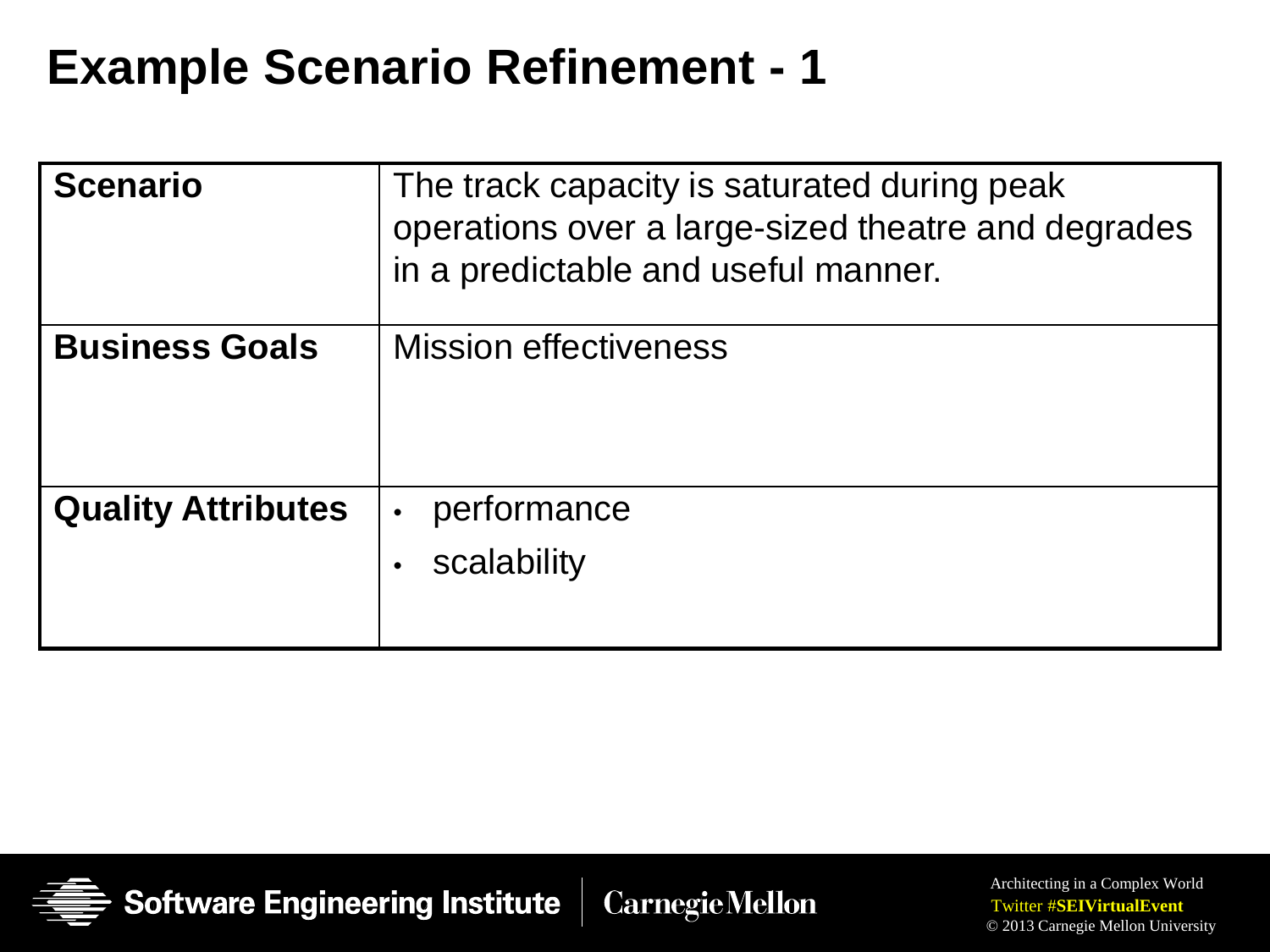# Example Scenario Refinement - 1

| | |
|---|---|
| **Scenario** | The track capacity is saturated during peak operations over a large-sized theatre and degrades in a predictable and useful manner. |
| **Business Goals** | Mission effectiveness |
| **Quality Attributes** | • performance<br>• scalability |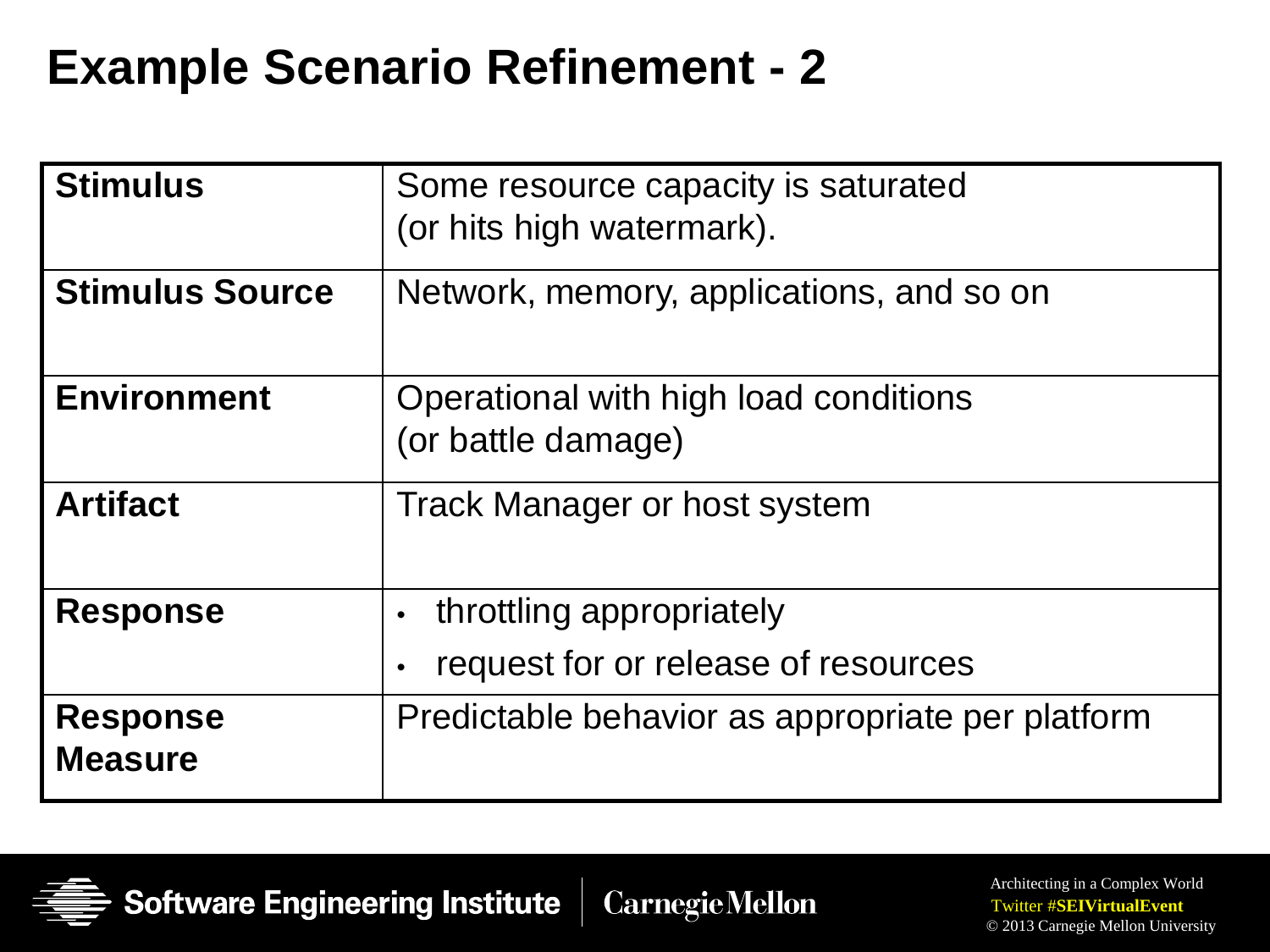# Example Scenario Refinement - 2

| | |
|---|---|
| **Stimulus** | Some resource capacity is saturated (or hits high watermark). |
| **Stimulus Source** | Network, memory, applications, and so on |
| **Environment** | Operational with high load conditions (or battle damage) |
| **Artifact** | Track Manager or host system |
| **Response** | • throttling appropriately<br>• request for or release of resources |
| **Response Measure** | Predictable behavior as appropriate per platform |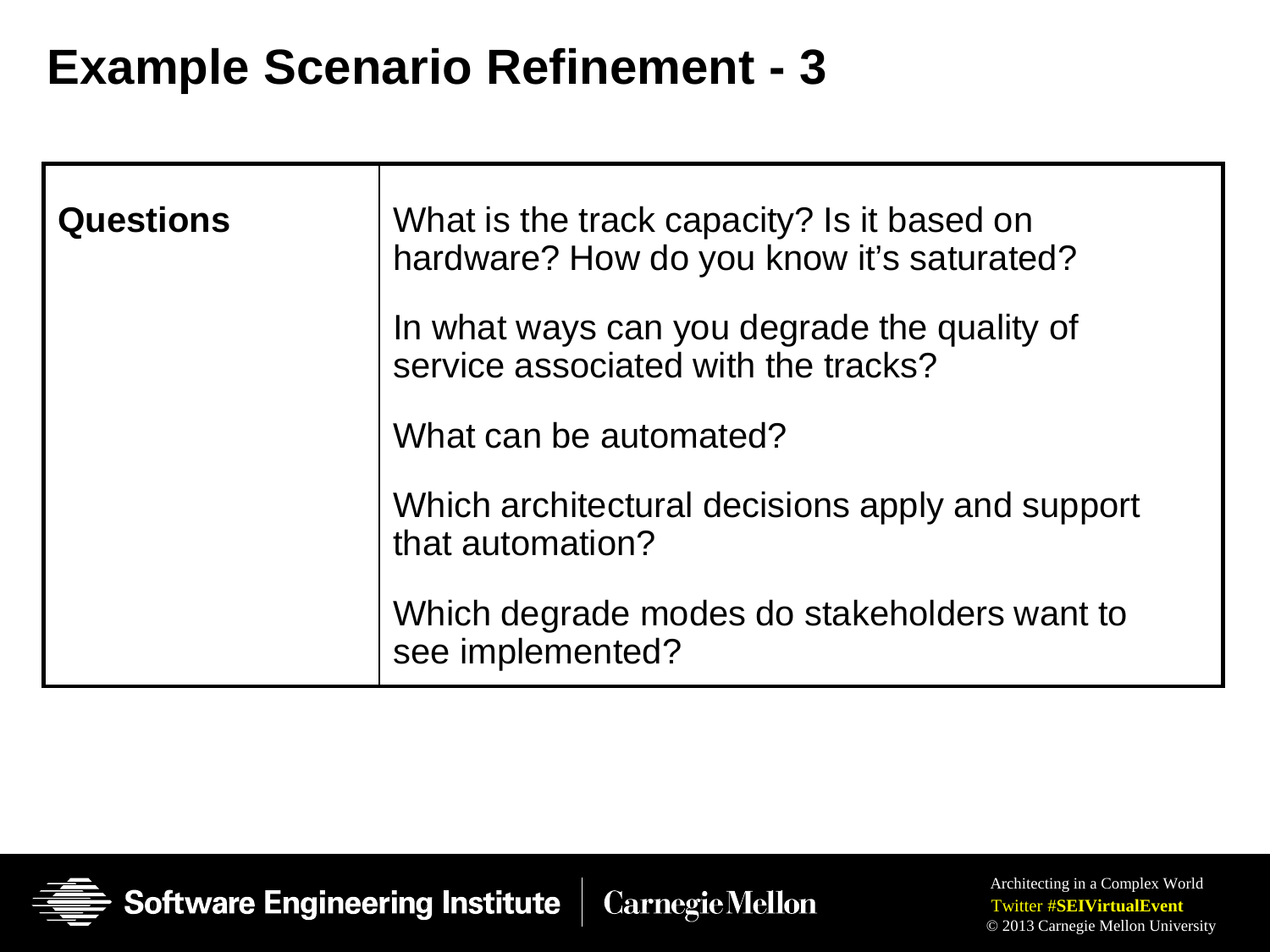# Example Scenario Refinement - 3

| **Questions** | What is the track capacity? Is it based on hardware? How do you know it's saturated?<br><br>In what ways can you degrade the quality of service associated with the tracks?<br><br>What can be automated?<br><br>Which architectural decisions apply and support that automation?<br><br>Which degrade modes do stakeholders want to see implemented? |
|---|---|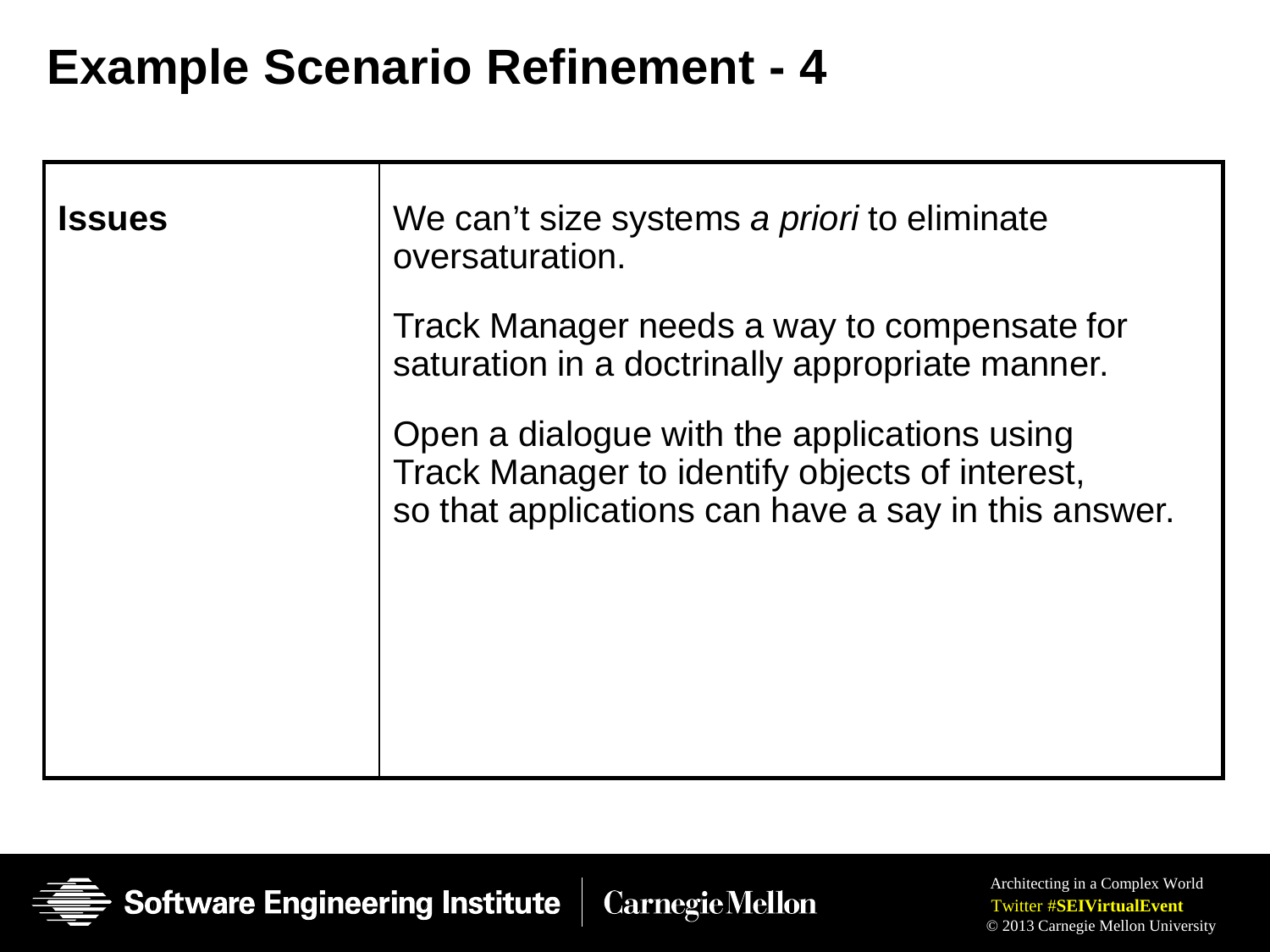# Example Scenario Refinement - 4

| | |
|---|---|
| **Issues** | We can't size systems *a priori* to eliminate oversaturation.<br><br>Track Manager needs a way to compensate for saturation in a doctrinally appropriate manner.<br><br>Open a dialogue with the applications using Track Manager to identify objects of interest, so that applications can have a say in this answer. |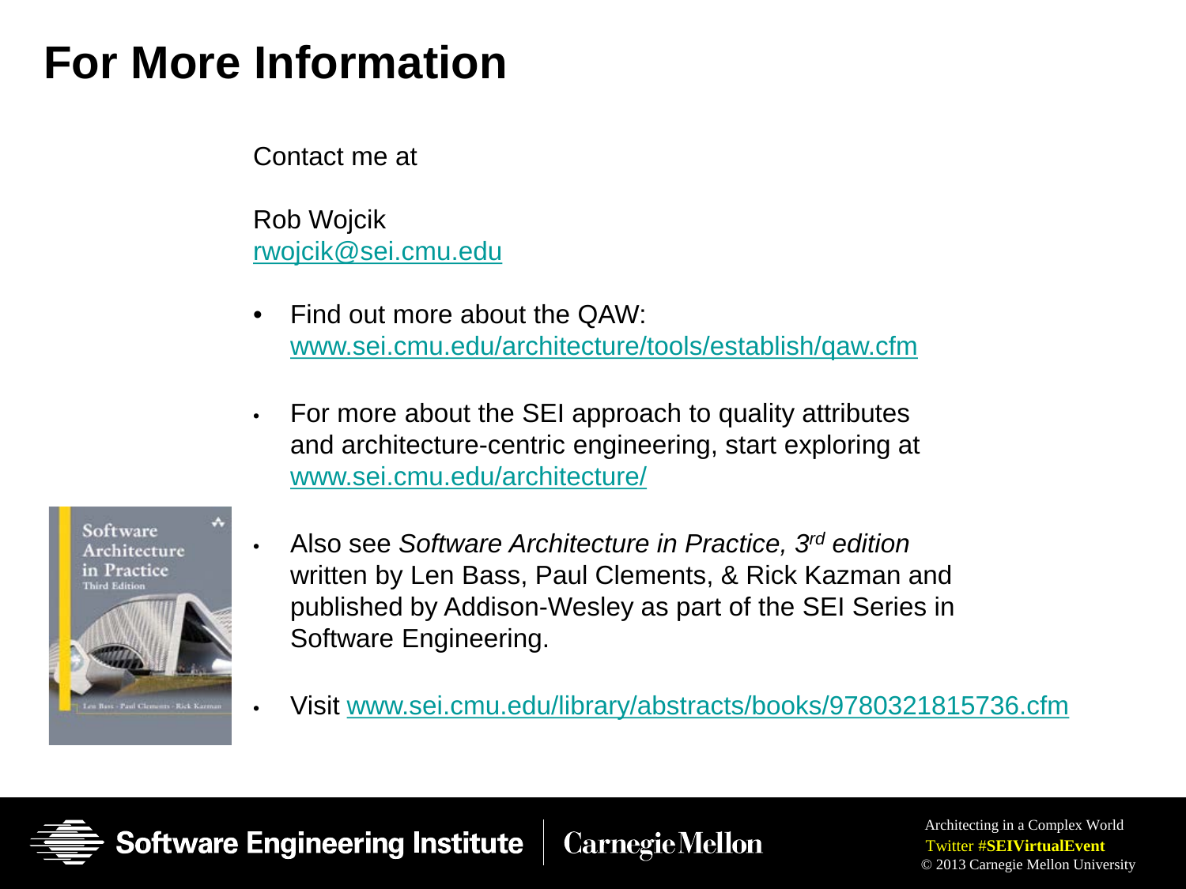# For More Information

Contact me at

Rob Wojcik
rwojcik@sei.cmu.edu

- Find out more about the QAW: www.sei.cmu.edu/architecture/tools/establish/qaw.cfm
- For more about the SEI approach to quality attributes and architecture-centric engineering, start exploring at www.sei.cmu.edu/architecture/
- Also see *Software Architecture in Practice, 3rd edition* written by Len Bass, Paul Clements, & Rick Kazman and published by Addison-Wesley as part of the SEI Series in Software Engineering.
- Visit www.sei.cmu.edu/library/abstracts/books/9780321815736.cfm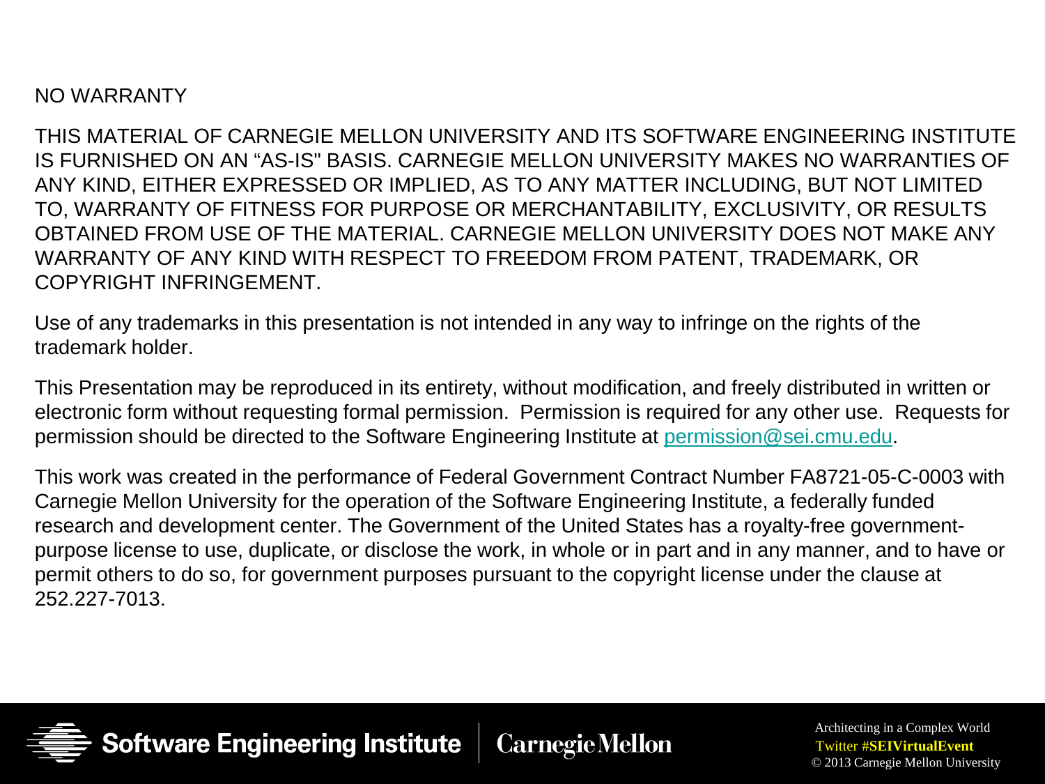NO WARRANTY

THIS MATERIAL OF CARNEGIE MELLON UNIVERSITY AND ITS SOFTWARE ENGINEERING INSTITUTE IS FURNISHED ON AN "AS-IS" BASIS. CARNEGIE MELLON UNIVERSITY MAKES NO WARRANTIES OF ANY KIND, EITHER EXPRESSED OR IMPLIED, AS TO ANY MATTER INCLUDING, BUT NOT LIMITED TO, WARRANTY OF FITNESS FOR PURPOSE OR MERCHANTABILITY, EXCLUSIVITY, OR RESULTS OBTAINED FROM USE OF THE MATERIAL. CARNEGIE MELLON UNIVERSITY DOES NOT MAKE ANY WARRANTY OF ANY KIND WITH RESPECT TO FREEDOM FROM PATENT, TRADEMARK, OR COPYRIGHT INFRINGEMENT.

Use of any trademarks in this presentation is not intended in any way to infringe on the rights of the trademark holder.

This Presentation may be reproduced in its entirety, without modification, and freely distributed in written or electronic form without requesting formal permission. Permission is required for any other use. Requests for permission should be directed to the Software Engineering Institute at permission@sei.cmu.edu.

This work was created in the performance of Federal Government Contract Number FA8721-05-C-0003 with Carnegie Mellon University for the operation of the Software Engineering Institute, a federally funded research and development center. The Government of the United States has a royalty-free government-purpose license to use, duplicate, or disclose the work, in whole or in part and in any manner, and to have or permit others to do so, for government purposes pursuant to the copyright license under the clause at 252.227-7013.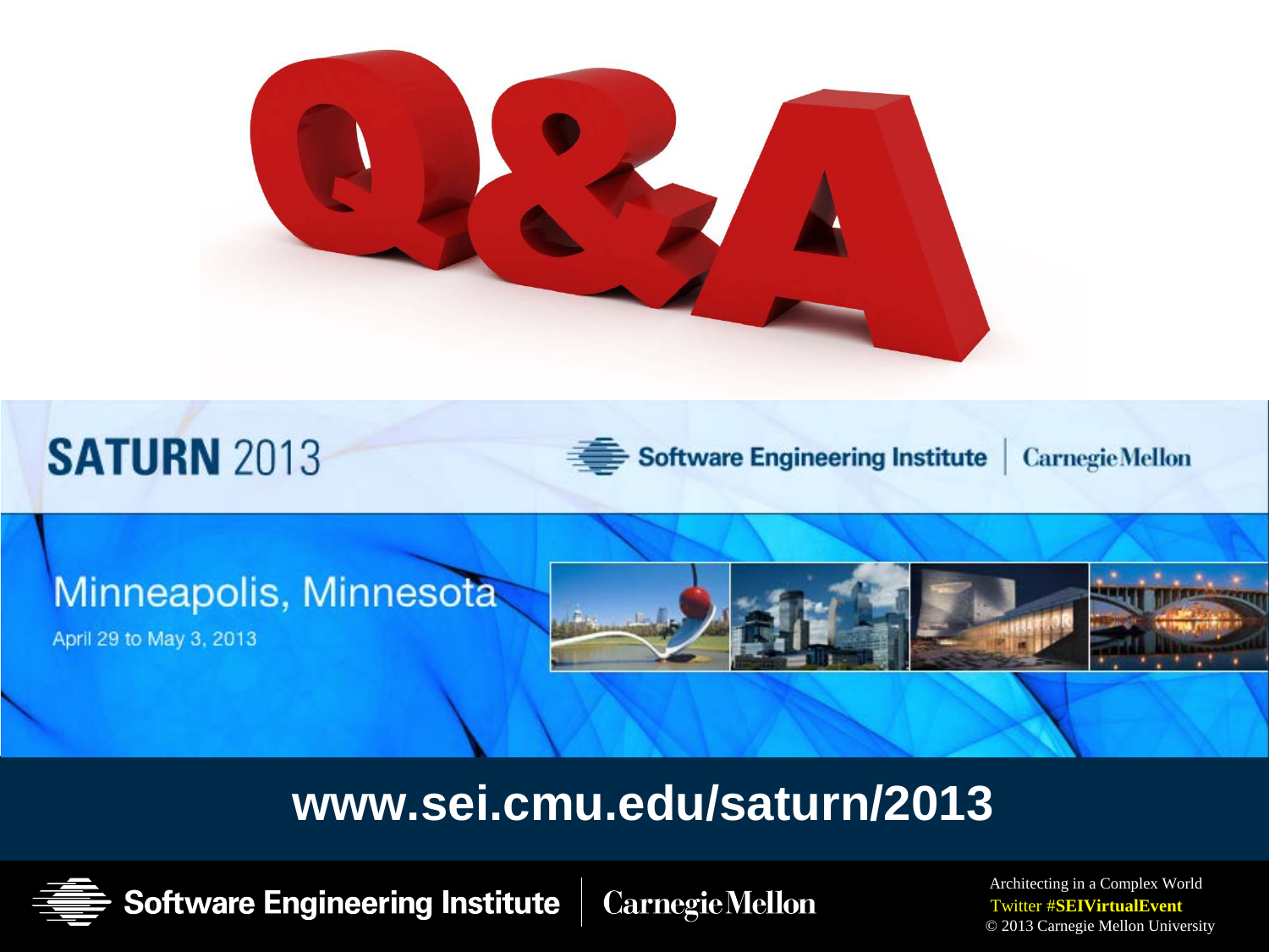# Q&A

SATURN 2013

Software Engineering Institute | Carnegie Mellon

Minneapolis, Minnesota

April 29 to May 3, 2013

**www.sei.cmu.edu/saturn/2013**